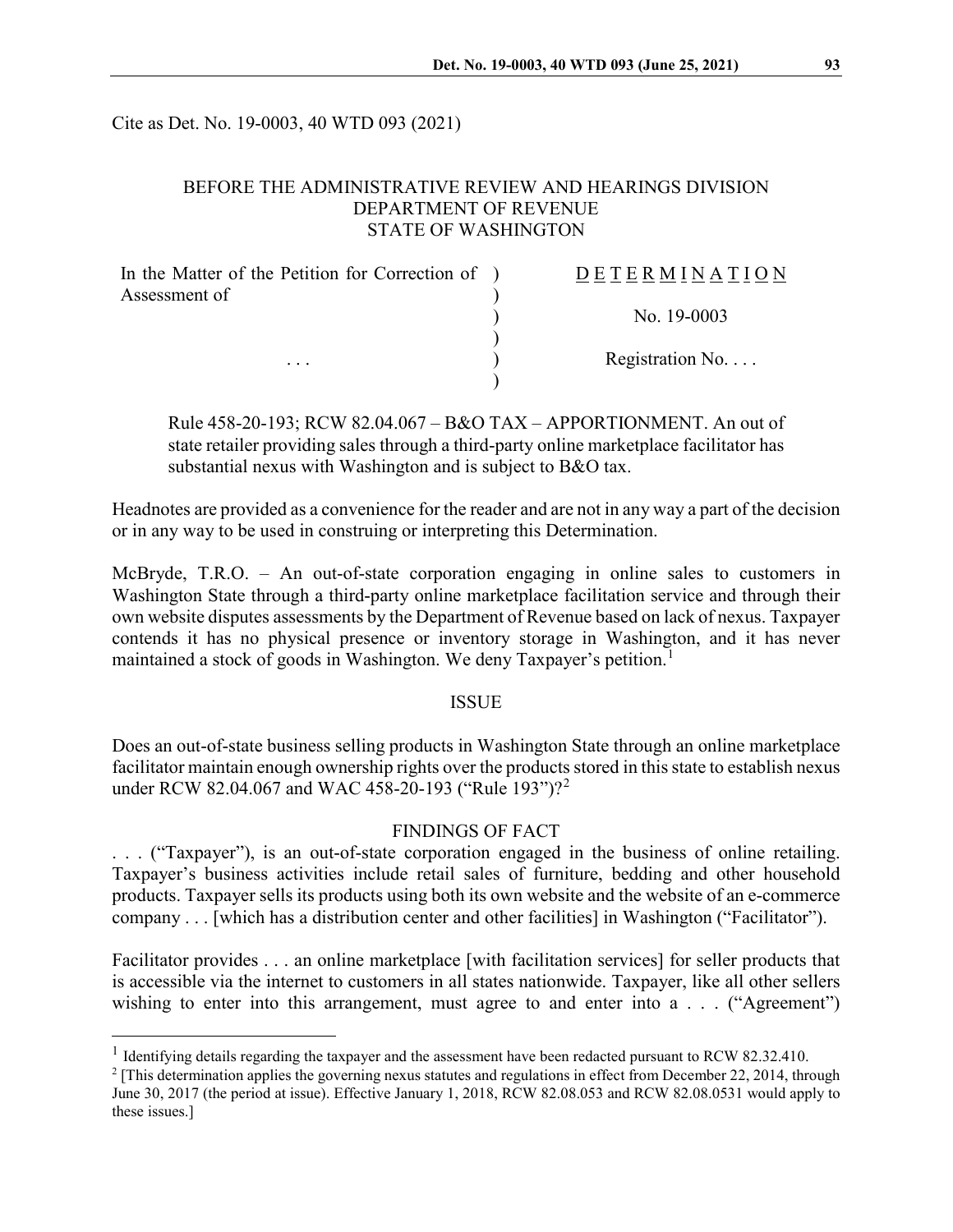Cite as Det. No. 19-0003, 40 WTD 093 (2021)

BEFORE THE ADMINISTRATIVE REVIEW AND HEARINGS DIVISION
DEPARTMENT OF REVENUE
STATE OF WASHINGTON

| In the Matter of the Petition for Correction of Assessment of | D E T E R M I N A T I O N |
|---|---|
| | No. 19-0003 |
| . . . | Registration No. . . . |

Rule 458-20-193; RCW 82.04.067 – B&O TAX – APPORTIONMENT. An out of state retailer providing sales through a third-party online marketplace facilitator has substantial nexus with Washington and is subject to B&O tax.

Headnotes are provided as a convenience for the reader and are not in any way a part of the decision or in any way to be used in construing or interpreting this Determination.

McBryde, T.R.O. – An out-of-state corporation engaging in online sales to customers in Washington State through a third-party online marketplace facilitation service and through their own website disputes assessments by the Department of Revenue based on lack of nexus. Taxpayer contends it has no physical presence or inventory storage in Washington, and it has never maintained a stock of goods in Washington. We deny Taxpayer's petition.[1]

## ISSUE

Does an out-of-state business selling products in Washington State through an online marketplace facilitator maintain enough ownership rights over the products stored in this state to establish nexus under RCW 82.04.067 and WAC 458-20-193 ("Rule 193")?[2]

## FINDINGS OF FACT

. . . ("Taxpayer"), is an out-of-state corporation engaged in the business of online retailing. Taxpayer's business activities include retail sales of furniture, bedding and other household products. Taxpayer sells its products using both its own website and the website of an e-commerce company . . . [which has a distribution center and other facilities] in Washington ("Facilitator").

Facilitator provides . . . an online marketplace [with facilitation services] for seller products that is accessible via the internet to customers in all states nationwide. Taxpayer, like all other sellers wishing to enter into this arrangement, must agree to and enter into a . . . ("Agreement")

[1] Identifying details regarding the taxpayer and the assessment have been redacted pursuant to RCW 82.32.410.

[2] [This determination applies the governing nexus statutes and regulations in effect from December 22, 2014, through June 30, 2017 (the period at issue). Effective January 1, 2018, RCW 82.08.053 and RCW 82.08.0531 would apply to these issues.]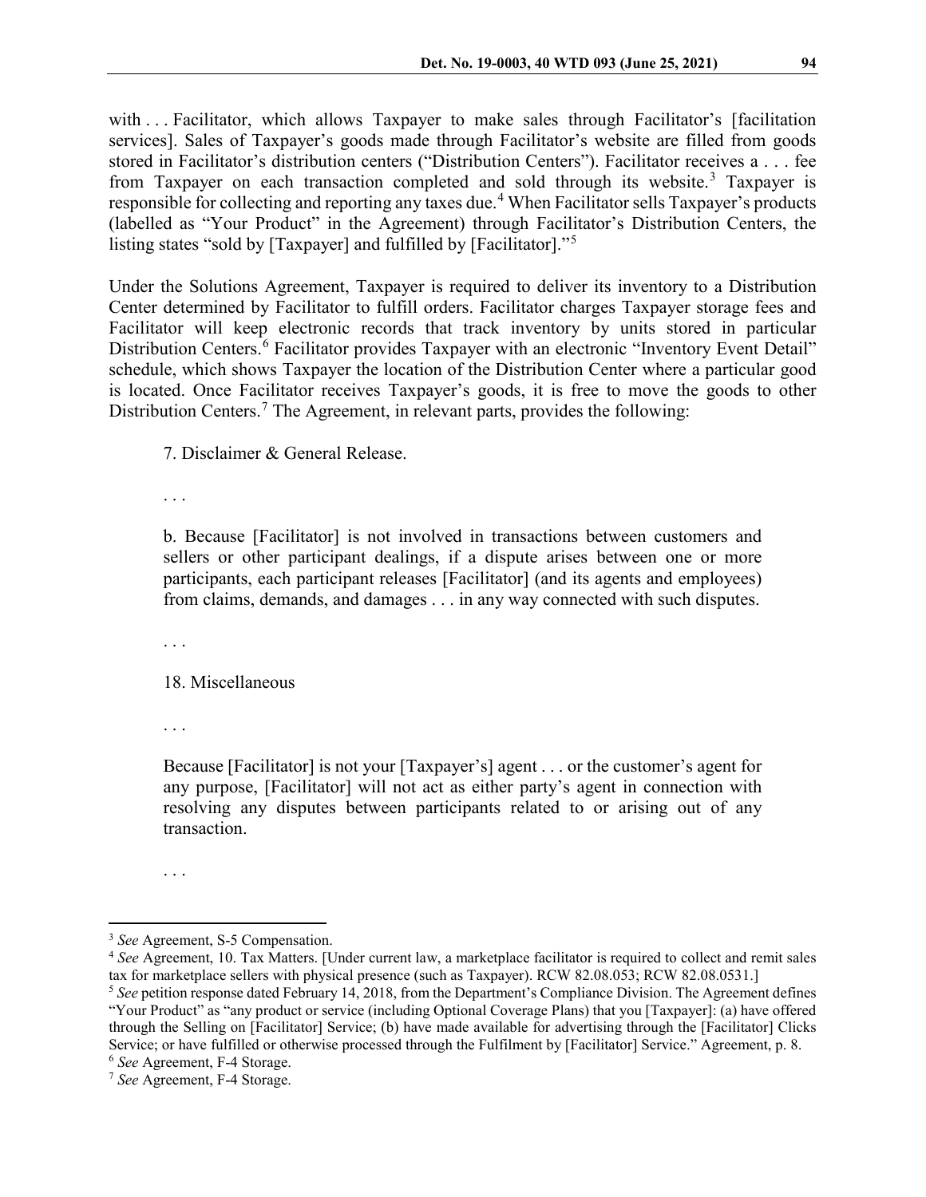with . . . Facilitator, which allows Taxpayer to make sales through Facilitator's [facilitation services]. Sales of Taxpayer's goods made through Facilitator's website are filled from goods stored in Facilitator's distribution centers ("Distribution Centers"). Facilitator receives a . . . fee from Taxpayer on each transaction completed and sold through its website.[3] Taxpayer is responsible for collecting and reporting any taxes due.[4] When Facilitator sells Taxpayer's products (labelled as "Your Product" in the Agreement) through Facilitator's Distribution Centers, the listing states "sold by [Taxpayer] and fulfilled by [Facilitator]."[5]

Under the Solutions Agreement, Taxpayer is required to deliver its inventory to a Distribution Center determined by Facilitator to fulfill orders. Facilitator charges Taxpayer storage fees and Facilitator will keep electronic records that track inventory by units stored in particular Distribution Centers.[6] Facilitator provides Taxpayer with an electronic "Inventory Event Detail" schedule, which shows Taxpayer the location of the Distribution Center where a particular good is located. Once Facilitator receives Taxpayer's goods, it is free to move the goods to other Distribution Centers.[7] The Agreement, in relevant parts, provides the following:

> 7. Disclaimer & General Release.
>
> . . .
>
> b. Because [Facilitator] is not involved in transactions between customers and sellers or other participant dealings, if a dispute arises between one or more participants, each participant releases [Facilitator] (and its agents and employees) from claims, demands, and damages . . . in any way connected with such disputes.
>
> . . .
>
> 18. Miscellaneous
>
> . . .
>
> Because [Facilitator] is not your [Taxpayer's] agent . . . or the customer's agent for any purpose, [Facilitator] will not act as either party's agent in connection with resolving any disputes between participants related to or arising out of any transaction.
>
> . . .

---

[3] *See* Agreement, S-5 Compensation.

[4] *See* Agreement, 10. Tax Matters. [Under current law, a marketplace facilitator is required to collect and remit sales tax for marketplace sellers with physical presence (such as Taxpayer). RCW 82.08.053; RCW 82.08.0531.]

[5] *See* petition response dated February 14, 2018, from the Department's Compliance Division. The Agreement defines "Your Product" as "any product or service (including Optional Coverage Plans) that you [Taxpayer]: (a) have offered through the Selling on [Facilitator] Service; (b) have made available for advertising through the [Facilitator] Clicks Service; or have fulfilled or otherwise processed through the Fulfilment by [Facilitator] Service." Agreement, p. 8.

[6] *See* Agreement, F-4 Storage.

[7] *See* Agreement, F-4 Storage.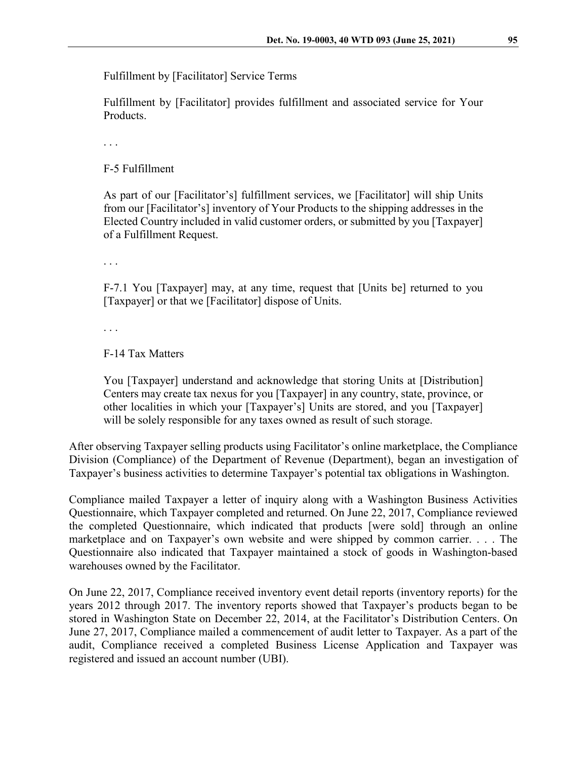> Fulfillment by [Facilitator] Service Terms
>
> Fulfillment by [Facilitator] provides fulfillment and associated service for Your Products.
>
> . . .
>
> F-5 Fulfillment
>
> As part of our [Facilitator's] fulfillment services, we [Facilitator] will ship Units from our [Facilitator's] inventory of Your Products to the shipping addresses in the Elected Country included in valid customer orders, or submitted by you [Taxpayer] of a Fulfillment Request.
>
> . . .
>
> F-7.1 You [Taxpayer] may, at any time, request that [Units be] returned to you [Taxpayer] or that we [Facilitator] dispose of Units.
>
> . . .
>
> F-14 Tax Matters
>
> You [Taxpayer] understand and acknowledge that storing Units at [Distribution] Centers may create tax nexus for you [Taxpayer] in any country, state, province, or other localities in which your [Taxpayer's] Units are stored, and you [Taxpayer] will be solely responsible for any taxes owned as result of such storage.

After observing Taxpayer selling products using Facilitator's online marketplace, the Compliance Division (Compliance) of the Department of Revenue (Department), began an investigation of Taxpayer's business activities to determine Taxpayer's potential tax obligations in Washington.

Compliance mailed Taxpayer a letter of inquiry along with a Washington Business Activities Questionnaire, which Taxpayer completed and returned. On June 22, 2017, Compliance reviewed the completed Questionnaire, which indicated that products [were sold] through an online marketplace and on Taxpayer's own website and were shipped by common carrier. . . . The Questionnaire also indicated that Taxpayer maintained a stock of goods in Washington-based warehouses owned by the Facilitator.

On June 22, 2017, Compliance received inventory event detail reports (inventory reports) for the years 2012 through 2017. The inventory reports showed that Taxpayer's products began to be stored in Washington State on December 22, 2014, at the Facilitator's Distribution Centers. On June 27, 2017, Compliance mailed a commencement of audit letter to Taxpayer. As a part of the audit, Compliance received a completed Business License Application and Taxpayer was registered and issued an account number (UBI).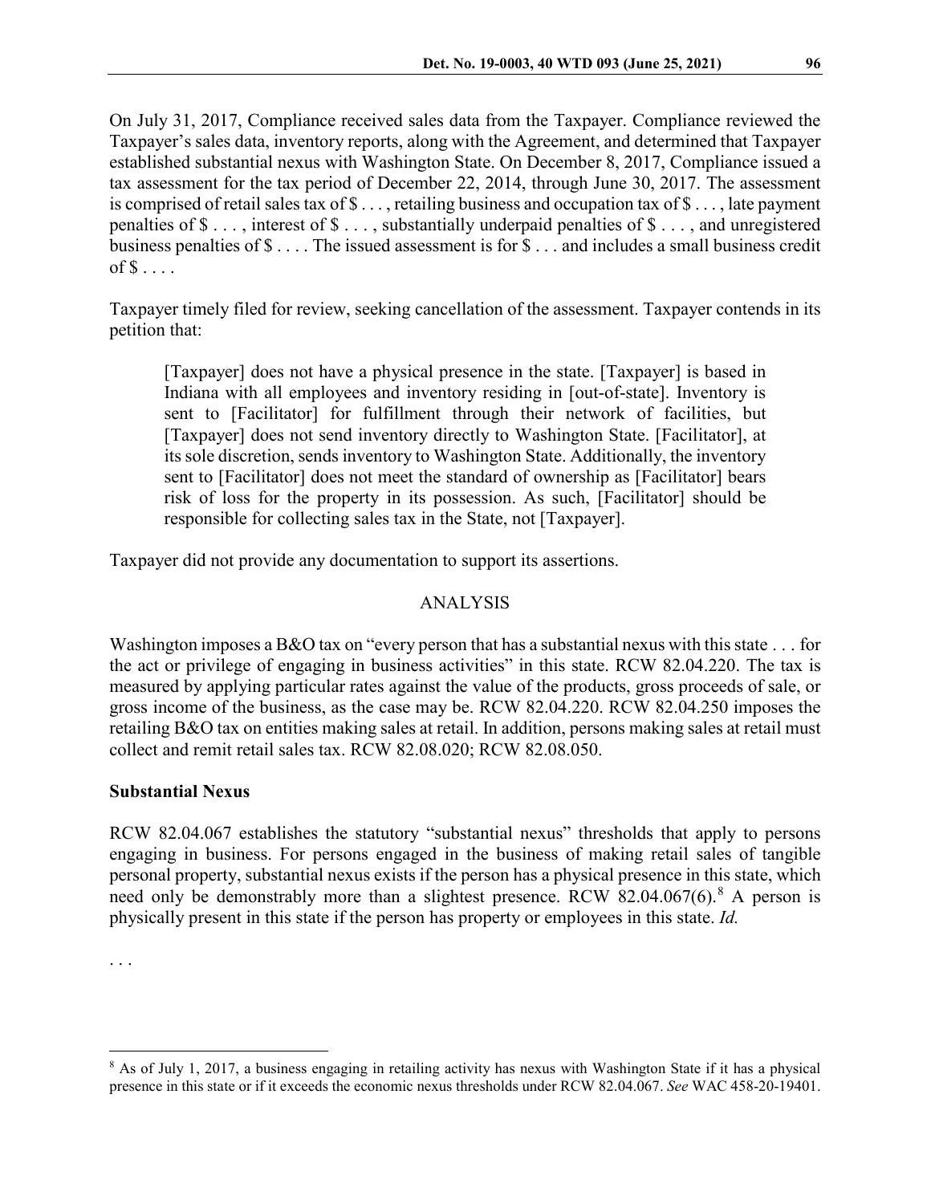On July 31, 2017, Compliance received sales data from the Taxpayer. Compliance reviewed the Taxpayer's sales data, inventory reports, along with the Agreement, and determined that Taxpayer established substantial nexus with Washington State. On December 8, 2017, Compliance issued a tax assessment for the tax period of December 22, 2014, through June 30, 2017. The assessment is comprised of retail sales tax of $ . . . , retailing business and occupation tax of $ . . . , late payment penalties of $ . . . , interest of $ . . . , substantially underpaid penalties of $ . . . , and unregistered business penalties of $ . . . . The issued assessment is for $ . . . and includes a small business credit of $ . . . .

Taxpayer timely filed for review, seeking cancellation of the assessment. Taxpayer contends in its petition that:

> [Taxpayer] does not have a physical presence in the state. [Taxpayer] is based in Indiana with all employees and inventory residing in [out-of-state]. Inventory is sent to [Facilitator] for fulfillment through their network of facilities, but [Taxpayer] does not send inventory directly to Washington State. [Facilitator], at its sole discretion, sends inventory to Washington State. Additionally, the inventory sent to [Facilitator] does not meet the standard of ownership as [Facilitator] bears risk of loss for the property in its possession. As such, [Facilitator] should be responsible for collecting sales tax in the State, not [Taxpayer].

Taxpayer did not provide any documentation to support its assertions.

## ANALYSIS

Washington imposes a B&O tax on "every person that has a substantial nexus with this state . . . for the act or privilege of engaging in business activities" in this state. RCW 82.04.220. The tax is measured by applying particular rates against the value of the products, gross proceeds of sale, or gross income of the business, as the case may be. RCW 82.04.220. RCW 82.04.250 imposes the retailing B&O tax on entities making sales at retail. In addition, persons making sales at retail must collect and remit retail sales tax. RCW 82.08.020; RCW 82.08.050.

### Substantial Nexus

RCW 82.04.067 establishes the statutory "substantial nexus" thresholds that apply to persons engaging in business. For persons engaged in the business of making retail sales of tangible personal property, substantial nexus exists if the person has a physical presence in this state, which need only be demonstrably more than a slightest presence. RCW 82.04.067(6).[8] A person is physically present in this state if the person has property or employees in this state. *Id.*

. . .

[8] As of July 1, 2017, a business engaging in retailing activity has nexus with Washington State if it has a physical presence in this state or if it exceeds the economic nexus thresholds under RCW 82.04.067. *See* WAC 458-20-19401.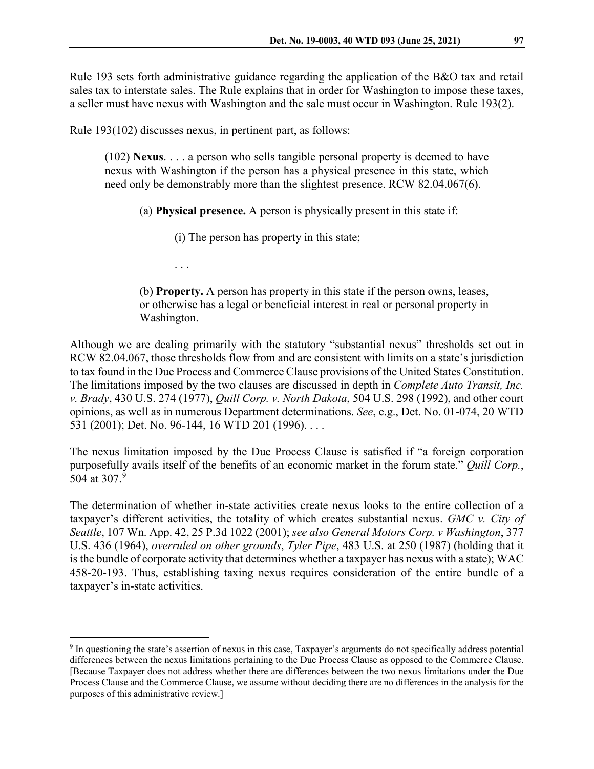Rule 193 sets forth administrative guidance regarding the application of the B&O tax and retail sales tax to interstate sales. The Rule explains that in order for Washington to impose these taxes, a seller must have nexus with Washington and the sale must occur in Washington. Rule 193(2).

Rule 193(102) discusses nexus, in pertinent part, as follows:

> (102) **Nexus**. . . . a person who sells tangible personal property is deemed to have nexus with Washington if the person has a physical presence in this state, which need only be demonstrably more than the slightest presence. RCW 82.04.067(6).
>
> (a) **Physical presence.** A person is physically present in this state if:
>
> (i) The person has property in this state;
>
> . . .
>
> (b) **Property.** A person has property in this state if the person owns, leases, or otherwise has a legal or beneficial interest in real or personal property in Washington.

Although we are dealing primarily with the statutory "substantial nexus" thresholds set out in RCW 82.04.067, those thresholds flow from and are consistent with limits on a state's jurisdiction to tax found in the Due Process and Commerce Clause provisions of the United States Constitution. The limitations imposed by the two clauses are discussed in depth in *Complete Auto Transit, Inc. v. Brady*, 430 U.S. 274 (1977), *Quill Corp. v. North Dakota*, 504 U.S. 298 (1992), and other court opinions, as well as in numerous Department determinations. *See*, e.g., Det. No. 01-074, 20 WTD 531 (2001); Det. No. 96-144, 16 WTD 201 (1996). . . .

The nexus limitation imposed by the Due Process Clause is satisfied if "a foreign corporation purposefully avails itself of the benefits of an economic market in the forum state." *Quill Corp.*, 504 at 307.[9]

The determination of whether in-state activities create nexus looks to the entire collection of a taxpayer's different activities, the totality of which creates substantial nexus. *GMC v. City of Seattle*, 107 Wn. App. 42, 25 P.3d 1022 (2001); *see also General Motors Corp. v Washington*, 377 U.S. 436 (1964), *overruled on other grounds*, *Tyler Pipe*, 483 U.S. at 250 (1987) (holding that it is the bundle of corporate activity that determines whether a taxpayer has nexus with a state); WAC 458-20-193. Thus, establishing taxing nexus requires consideration of the entire bundle of a taxpayer's in-state activities.

---

[9] In questioning the state's assertion of nexus in this case, Taxpayer's arguments do not specifically address potential differences between the nexus limitations pertaining to the Due Process Clause as opposed to the Commerce Clause. [Because Taxpayer does not address whether there are differences between the two nexus limitations under the Due Process Clause and the Commerce Clause, we assume without deciding there are no differences in the analysis for the purposes of this administrative review.]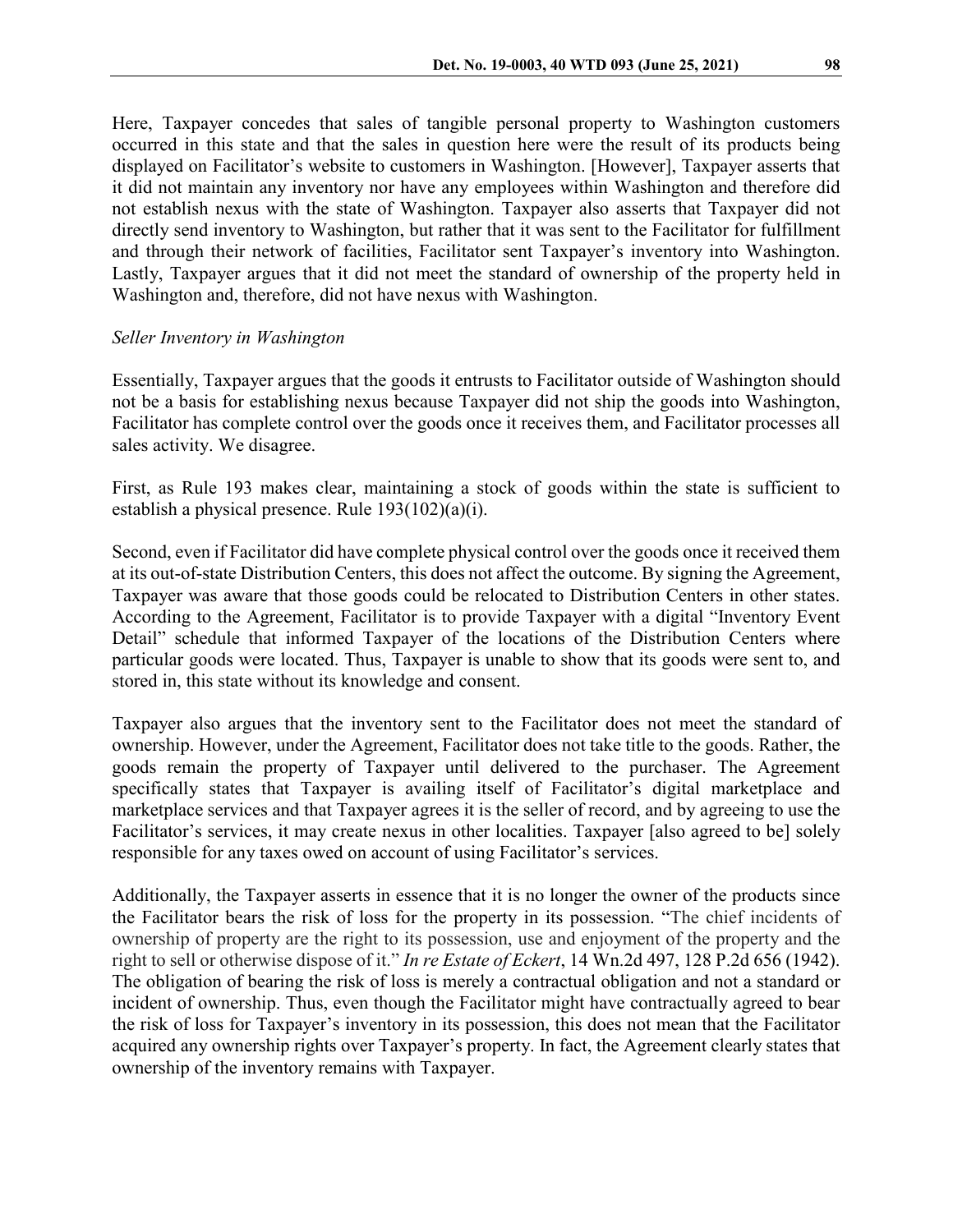Here, Taxpayer concedes that sales of tangible personal property to Washington customers occurred in this state and that the sales in question here were the result of its products being displayed on Facilitator's website to customers in Washington. [However], Taxpayer asserts that it did not maintain any inventory nor have any employees within Washington and therefore did not establish nexus with the state of Washington. Taxpayer also asserts that Taxpayer did not directly send inventory to Washington, but rather that it was sent to the Facilitator for fulfillment and through their network of facilities, Facilitator sent Taxpayer's inventory into Washington. Lastly, Taxpayer argues that it did not meet the standard of ownership of the property held in Washington and, therefore, did not have nexus with Washington.

*Seller Inventory in Washington*

Essentially, Taxpayer argues that the goods it entrusts to Facilitator outside of Washington should not be a basis for establishing nexus because Taxpayer did not ship the goods into Washington, Facilitator has complete control over the goods once it receives them, and Facilitator processes all sales activity. We disagree.

First, as Rule 193 makes clear, maintaining a stock of goods within the state is sufficient to establish a physical presence. Rule 193(102)(a)(i).

Second, even if Facilitator did have complete physical control over the goods once it received them at its out-of-state Distribution Centers, this does not affect the outcome. By signing the Agreement, Taxpayer was aware that those goods could be relocated to Distribution Centers in other states. According to the Agreement, Facilitator is to provide Taxpayer with a digital "Inventory Event Detail" schedule that informed Taxpayer of the locations of the Distribution Centers where particular goods were located. Thus, Taxpayer is unable to show that its goods were sent to, and stored in, this state without its knowledge and consent.

Taxpayer also argues that the inventory sent to the Facilitator does not meet the standard of ownership. However, under the Agreement, Facilitator does not take title to the goods. Rather, the goods remain the property of Taxpayer until delivered to the purchaser. The Agreement specifically states that Taxpayer is availing itself of Facilitator's digital marketplace and marketplace services and that Taxpayer agrees it is the seller of record, and by agreeing to use the Facilitator's services, it may create nexus in other localities. Taxpayer [also agreed to be] solely responsible for any taxes owed on account of using Facilitator's services.

Additionally, the Taxpayer asserts in essence that it is no longer the owner of the products since the Facilitator bears the risk of loss for the property in its possession. "The chief incidents of ownership of property are the right to its possession, use and enjoyment of the property and the right to sell or otherwise dispose of it." *In re Estate of Eckert*, 14 Wn.2d 497, 128 P.2d 656 (1942). The obligation of bearing the risk of loss is merely a contractual obligation and not a standard or incident of ownership. Thus, even though the Facilitator might have contractually agreed to bear the risk of loss for Taxpayer's inventory in its possession, this does not mean that the Facilitator acquired any ownership rights over Taxpayer's property. In fact, the Agreement clearly states that ownership of the inventory remains with Taxpayer.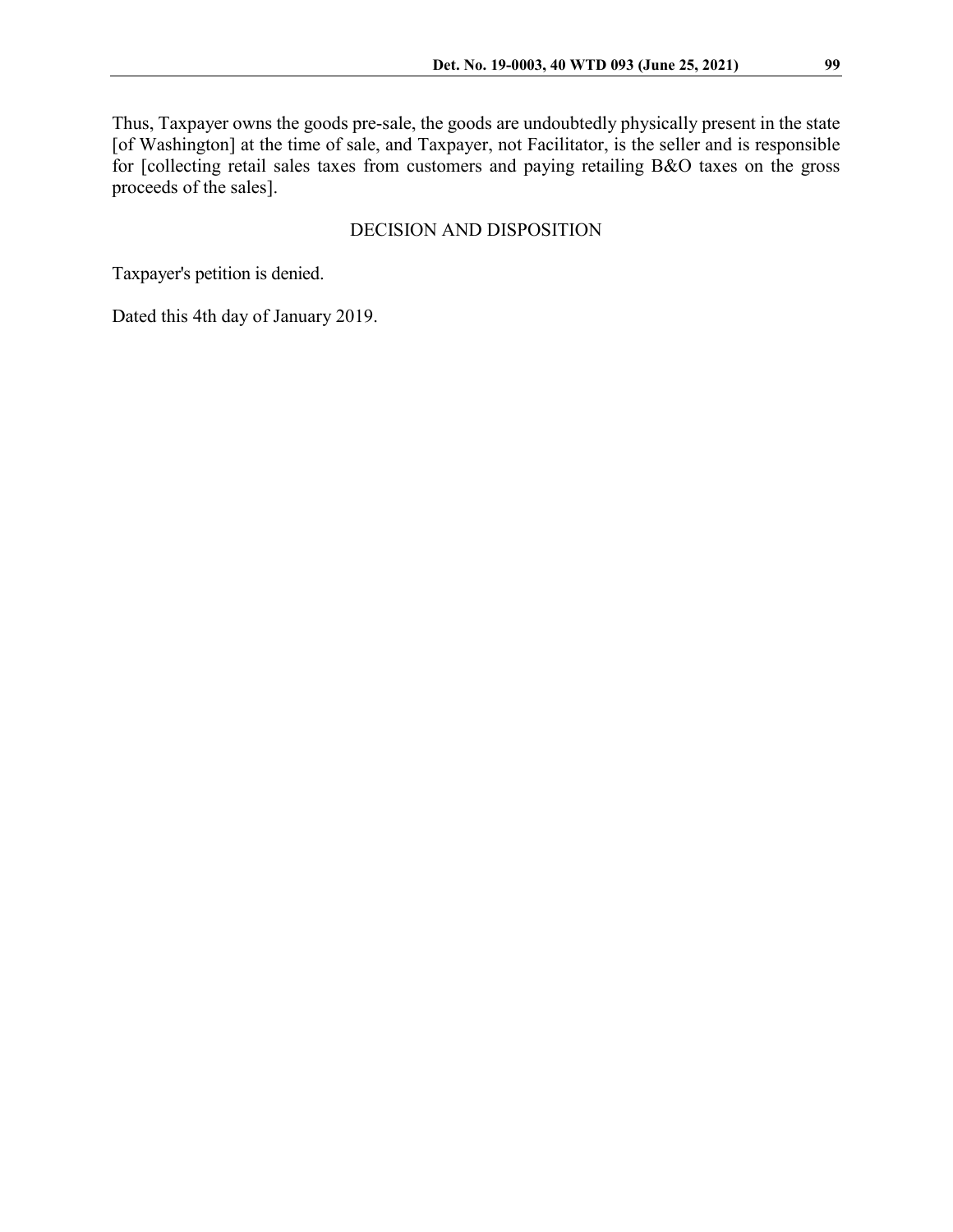Thus, Taxpayer owns the goods pre-sale, the goods are undoubtedly physically present in the state [of Washington] at the time of sale, and Taxpayer, not Facilitator, is the seller and is responsible for [collecting retail sales taxes from customers and paying retailing B&O taxes on the gross proceeds of the sales].

## DECISION AND DISPOSITION

Taxpayer's petition is denied.

Dated this 4th day of January 2019.